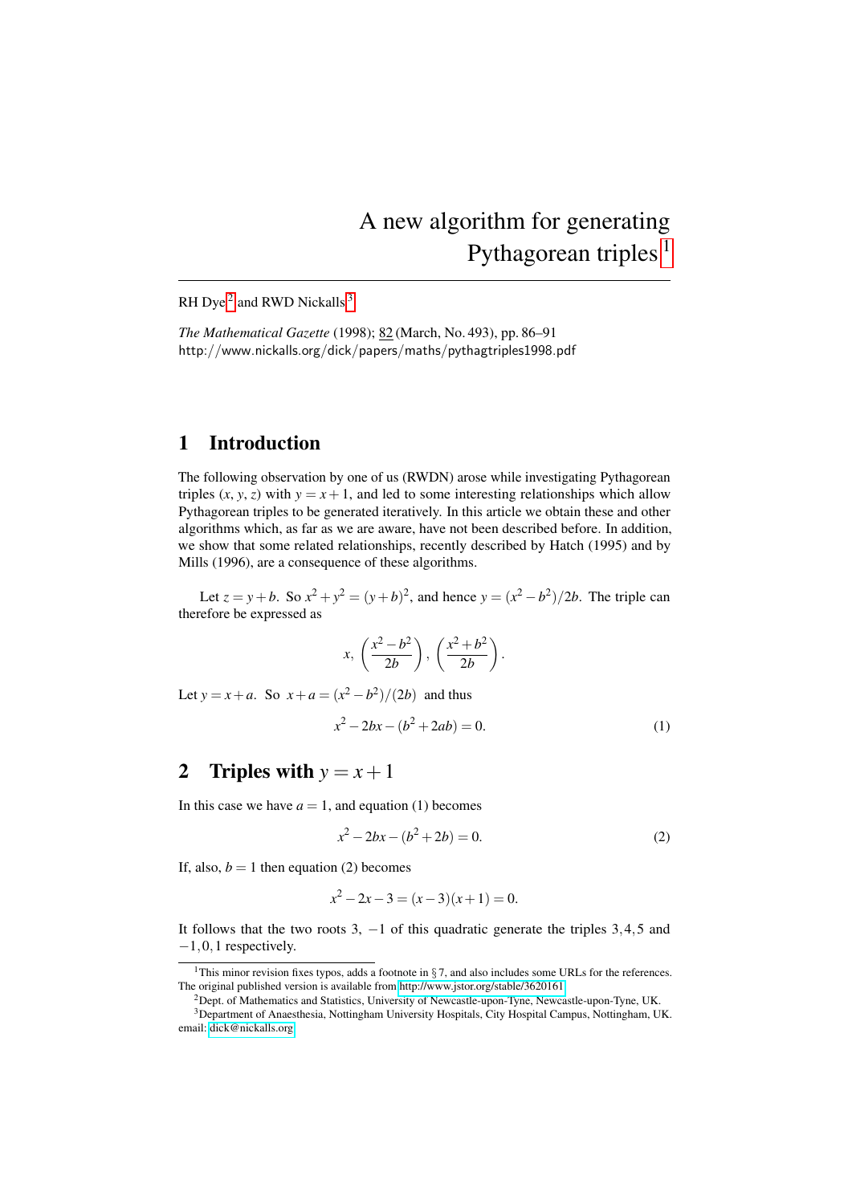# A new algorithm for generating Pythagorean triples[1]

RH Dye[2] and RWD Nickalls[3]

*The Mathematical Gazette* (1998); 82 (March, No. 493), pp. 86–91
http://www.nickalls.org/dick/papers/maths/pythagtriples1998.pdf

## 1 Introduction

The following observation by one of us (RWDN) arose while investigating Pythagorean triples $(x, y, z)$ with $y = x+1$, and led to some interesting relationships which allow Pythagorean triples to be generated iteratively. In this article we obtain these and other algorithms which, as far as we are aware, have not been described before. In addition, we show that some related relationships, recently described by Hatch (1995) and by Mills (1996), are a consequence of these algorithms.

Let $z = y+b$. So $x^2 + y^2 = (y+b)^2$, and hence $y = (x^2 - b^2)/2b$. The triple can therefore be expressed as

$$x, \left(\frac{x^2-b^2}{2b}\right), \left(\frac{x^2+b^2}{2b}\right).$$

Let $y = x+a$. So $x + a = (x^2 - b^2)/(2b)$ and thus

$$x^2 - 2bx - (b^2 + 2ab) = 0. \tag{1}$$

## 2 Triples with $y = x+1$

In this case we have $a = 1$, and equation (1) becomes

$$x^2 - 2bx - (b^2 + 2b) = 0. \tag{2}$$

If, also, $b = 1$ then equation (2) becomes

$$x^2 - 2x - 3 = (x-3)(x+1) = 0.$$

It follows that the two roots $3, -1$ of this quadratic generate the triples $3, 4, 5$ and $-1, 0, 1$ respectively.

---

[1] This minor revision fixes typos, adds a footnote in § 7, and also includes some URLs for the references. The original published version is available from http://www.jstor.org/stable/3620161

[2] Dept. of Mathematics and Statistics, University of Newcastle-upon-Tyne, Newcastle-upon-Tyne, UK.

[3] Department of Anaesthesia, Nottingham University Hospitals, City Hospital Campus, Nottingham, UK. email: dick@nickalls.org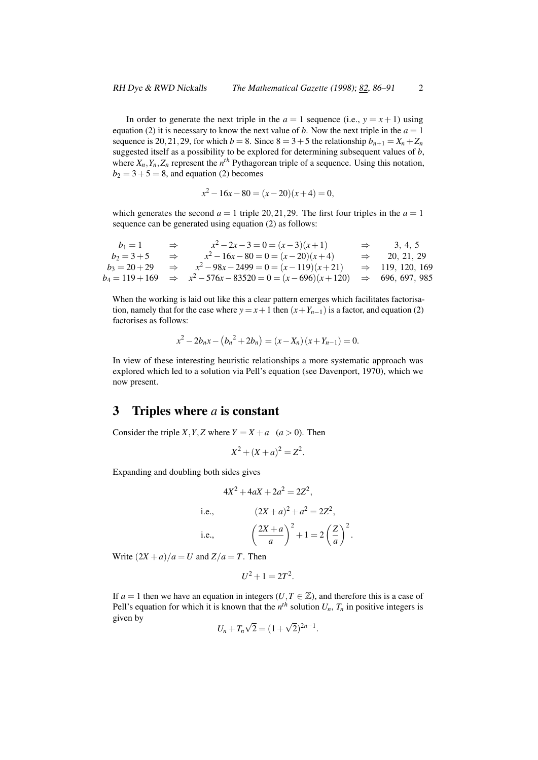In order to generate the next triple in the $a = 1$ sequence (i.e., $y = x+1$) using equation (2) it is necessary to know the next value of $b$. Now the next triple in the $a = 1$ sequence is $20, 21, 29$, for which $b = 8$. Since $8 = 3+5$ the relationship $b_{n+1} = X_n + Z_n$ suggested itself as a possibility to be explored for determining subsequent values of $b$, where $X_n, Y_n, Z_n$ represent the $n^{th}$ Pythagorean triple of a sequence. Using this notation, $b_2 = 3+5 = 8$, and equation (2) becomes

$$x^2 - 16x - 80 = (x-20)(x+4) = 0,$$

which generates the second $a = 1$ triple $20, 21, 29$. The first four triples in the $a = 1$ sequence can be generated using equation (2) as follows:

$$\begin{array}{rclcl}
b_1 = 1 & \Rightarrow & x^2 - 2x - 3 = 0 = (x-3)(x+1) & \Rightarrow & 3,\ 4,\ 5 \\
b_2 = 3+5 & \Rightarrow & x^2 - 16x - 80 = 0 = (x-20)(x+4) & \Rightarrow & 20,\ 21,\ 29 \\
b_3 = 20+29 & \Rightarrow & x^2 - 98x - 2499 = 0 = (x-119)(x+21) & \Rightarrow & 119,\ 120,\ 169 \\
b_4 = 119+169 & \Rightarrow & x^2 - 576x - 83520 = 0 = (x-696)(x+120) & \Rightarrow & 696,\ 697,\ 985
\end{array}$$

When the working is laid out like this a clear pattern emerges which facilitates factorisation, namely that for the case where $y = x+1$ then $(x + Y_{n-1})$ is a factor, and equation (2) factorises as follows:

$$x^2 - 2b_n x - \left({b_n}^2 + 2b_n\right) = (x - X_n)(x + Y_{n-1}) = 0.$$

In view of these interesting heuristic relationships a more systematic approach was explored which led to a solution via Pell's equation (see Davenport, 1970), which we now present.

## 3 Triples where $a$ is constant

Consider the triple $X, Y, Z$ where $Y = X + a \quad (a > 0)$. Then

$$X^2 + (X+a)^2 = Z^2.$$

Expanding and doubling both sides gives

$$4X^2 + 4aX + 2a^2 = 2Z^2,$$

$$\text{i.e.,} \qquad (2X+a)^2 + a^2 = 2Z^2,$$

$$\text{i.e.,} \qquad \left(\frac{2X+a}{a}\right)^2 + 1 = 2\left(\frac{Z}{a}\right)^2.$$

Write $(2X+a)/a = U$ and $Z/a = T$. Then

$$U^2 + 1 = 2T^2.$$

If $a = 1$ then we have an equation in integers ($U, T \in \mathbb{Z}$), and therefore this is a case of Pell's equation for which it is known that the $n^{th}$ solution $U_n$, $T_n$ in positive integers is given by

$$U_n + T_n\sqrt{2} = (1+\sqrt{2})^{2n-1}.$$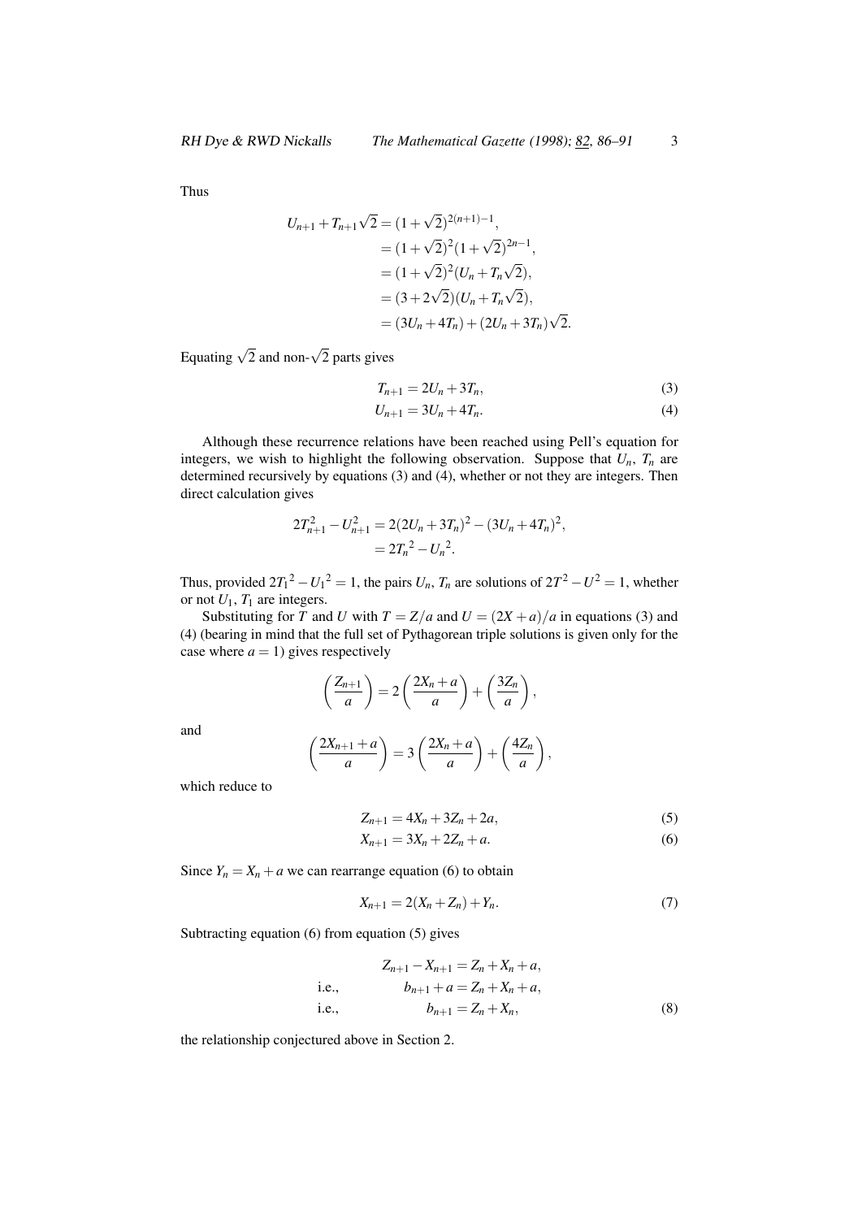Thus

$$
\begin{aligned}
U_{n+1} + T_{n+1}\sqrt{2} &= (1+\sqrt{2})^{2(n+1)-1}, \\
&= (1+\sqrt{2})^2(1+\sqrt{2})^{2n-1}, \\
&= (1+\sqrt{2})^2(U_n + T_n\sqrt{2}), \\
&= (3+2\sqrt{2})(U_n + T_n\sqrt{2}), \\
&= (3U_n + 4T_n) + (2U_n + 3T_n)\sqrt{2}.
\end{aligned}
$$

Equating $\sqrt{2}$ and non-$\sqrt{2}$ parts gives

$$
T_{n+1} = 2U_n + 3T_n, \tag{3}
$$

$$
U_{n+1} = 3U_n + 4T_n. \tag{4}
$$

Although these recurrence relations have been reached using Pell's equation for integers, we wish to highlight the following observation. Suppose that $U_n$, $T_n$ are determined recursively by equations (3) and (4), whether or not they are integers. Then direct calculation gives

$$
\begin{aligned}
2T_{n+1}^2 - U_{n+1}^2 &= 2(2U_n + 3T_n)^2 - (3U_n + 4T_n)^2, \\
&= 2{T_n}^2 - {U_n}^2.
\end{aligned}
$$

Thus, provided $2{T_1}^2 - {U_1}^2 = 1$, the pairs $U_n$, $T_n$ are solutions of $2T^2 - U^2 = 1$, whether or not $U_1$, $T_1$ are integers.

Substituting for $T$ and $U$ with $T = Z/a$ and $U = (2X+a)/a$ in equations (3) and (4) (bearing in mind that the full set of Pythagorean triple solutions is given only for the case where $a = 1$) gives respectively

$$
\left(\frac{Z_{n+1}}{a}\right) = 2\left(\frac{2X_n + a}{a}\right) + \left(\frac{3Z_n}{a}\right),
$$

and

$$
\left(\frac{2X_{n+1} + a}{a}\right) = 3\left(\frac{2X_n + a}{a}\right) + \left(\frac{4Z_n}{a}\right),
$$

which reduce to

$$
Z_{n+1} = 4X_n + 3Z_n + 2a, \tag{5}
$$

$$
X_{n+1} = 3X_n + 2Z_n + a. \tag{6}
$$

Since $Y_n = X_n + a$ we can rearrange equation (6) to obtain

$$
X_{n+1} = 2(X_n + Z_n) + Y_n. \tag{7}
$$

Subtracting equation (6) from equation (5) gives

$$
\begin{aligned}
& Z_{n+1} - X_{n+1} = Z_n + X_n + a, \\
\text{i.e.,} \quad & b_{n+1} + a = Z_n + X_n + a, \\
\text{i.e.,} \quad & b_{n+1} = Z_n + X_n,
\end{aligned} \tag{8}
$$

the relationship conjectured above in Section 2.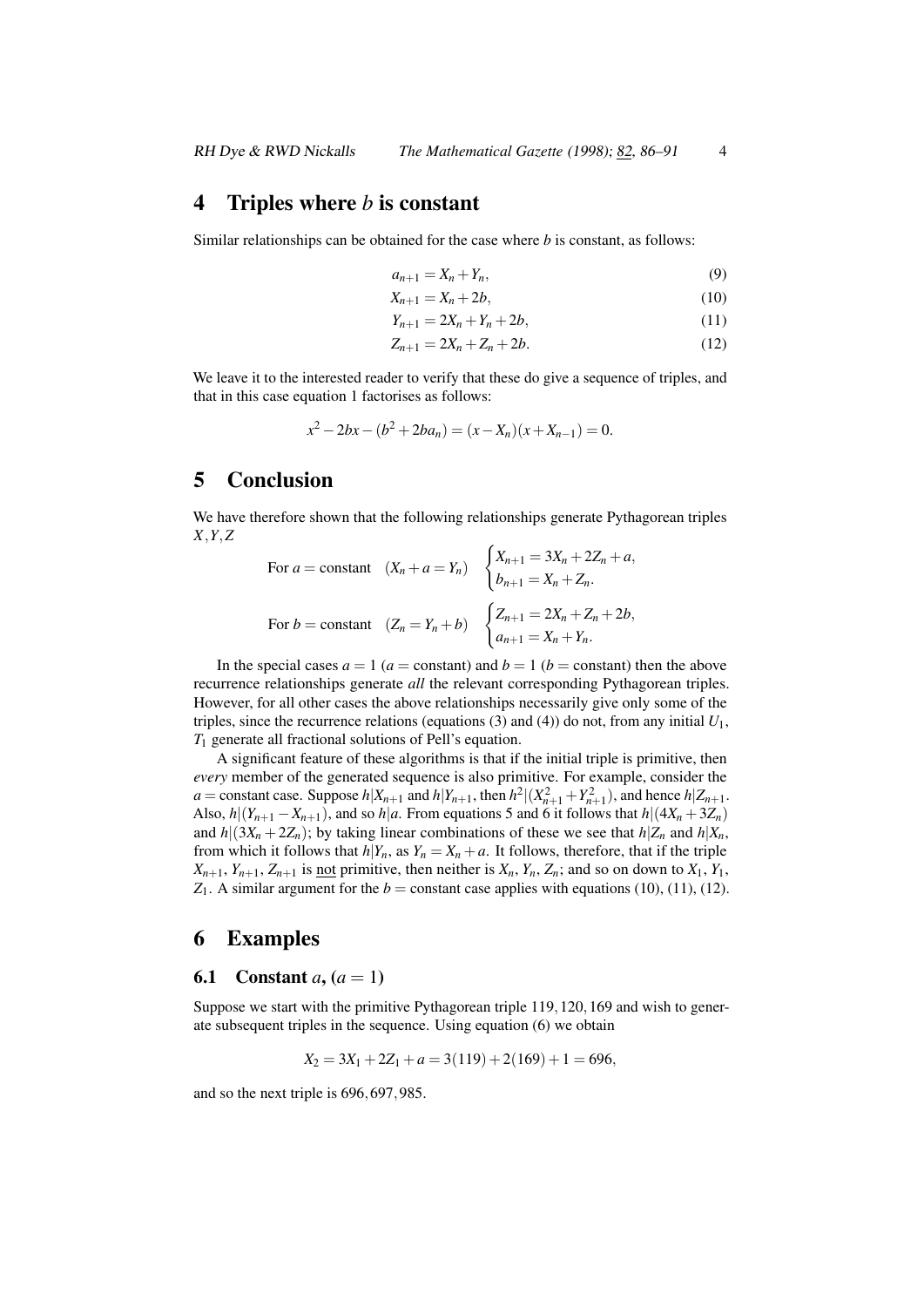## 4 Triples where $b$ is constant

Similar relationships can be obtained for the case where $b$ is constant, as follows:

$$a_{n+1} = X_n + Y_n, \tag{9}$$

$$X_{n+1} = X_n + 2b, \tag{10}$$

$$Y_{n+1} = 2X_n + Y_n + 2b, \tag{11}$$

$$Z_{n+1} = 2X_n + Z_n + 2b. \tag{12}$$

We leave it to the interested reader to verify that these do give a sequence of triples, and that in this case equation 1 factorises as follows:

$$x^2 - 2bx - (b^2 + 2ba_n) = (x - X_n)(x + X_{n-1}) = 0.$$

## 5 Conclusion

We have therefore shown that the following relationships generate Pythagorean triples $X, Y, Z$

$$\text{For } a = \text{constant} \quad (X_n + a = Y_n) \quad \begin{cases} X_{n+1} = 3X_n + 2Z_n + a, \\ b_{n+1} = X_n + Z_n. \end{cases}$$

$$\text{For } b = \text{constant} \quad (Z_n = Y_n + b) \quad \begin{cases} Z_{n+1} = 2X_n + Z_n + 2b, \\ a_{n+1} = X_n + Y_n. \end{cases}$$

In the special cases $a = 1$ ($a =$ constant) and $b = 1$ ($b =$ constant) then the above recurrence relationships generate *all* the relevant corresponding Pythagorean triples. However, for all other cases the above relationships necessarily give only some of the triples, since the recurrence relations (equations (3) and (4)) do not, from any initial $U_1$, $T_1$ generate all fractional solutions of Pell's equation.

A significant feature of these algorithms is that if the initial triple is primitive, then *every* member of the generated sequence is also primitive. For example, consider the $a =$ constant case. Suppose $h|X_{n+1}$ and $h|Y_{n+1}$, then $h^2|(X_{n+1}^2 + Y_{n+1}^2)$, and hence $h|Z_{n+1}$. Also, $h|(Y_{n+1} - X_{n+1})$, and so $h|a$. From equations 5 and 6 it follows that $h|(4X_n + 3Z_n)$ and $h|(3X_n + 2Z_n)$; by taking linear combinations of these we see that $h|Z_n$ and $h|X_n$, from which it follows that $h|Y_n$, as $Y_n = X_n + a$. It follows, therefore, that if the triple $X_{n+1}$, $Y_{n+1}$, $Z_{n+1}$ is not primitive, then neither is $X_n$, $Y_n$, $Z_n$; and so on down to $X_1$, $Y_1$, $Z_1$. A similar argument for the $b =$ constant case applies with equations (10), (11), (12).

## 6 Examples

### 6.1 Constant $a$, ($a = 1$)

Suppose we start with the primitive Pythagorean triple $119, 120, 169$ and wish to generate subsequent triples in the sequence. Using equation (6) we obtain

$$X_2 = 3X_1 + 2Z_1 + a = 3(119) + 2(169) + 1 = 696,$$

and so the next triple is $696, 697, 985$.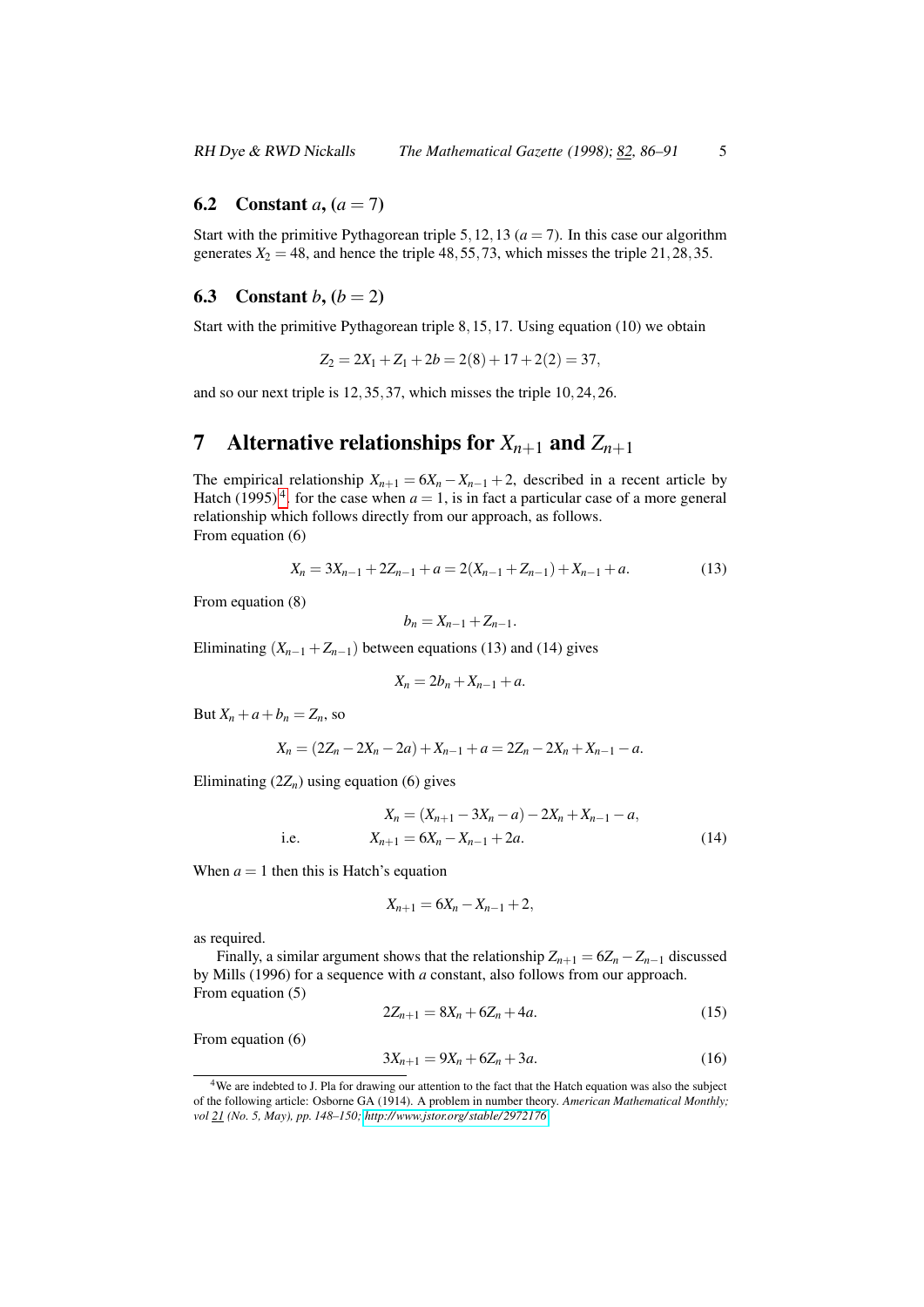### 6.2 Constant $a$, ($a = 7$)

Start with the primitive Pythagorean triple $5, 12, 13$ ($a = 7$). In this case our algorithm generates $X_2 = 48$, and hence the triple $48, 55, 73$, which misses the triple $21, 28, 35$.

### 6.3 Constant $b$, ($b = 2$)

Start with the primitive Pythagorean triple $8, 15, 17$. Using equation (10) we obtain

$$Z_2 = 2X_1 + Z_1 + 2b = 2(8) + 17 + 2(2) = 37,$$

and so our next triple is $12, 35, 37$, which misses the triple $10, 24, 26$.

## 7 Alternative relationships for $X_{n+1}$ and $Z_{n+1}$

The empirical relationship $X_{n+1} = 6X_n - X_{n-1} + 2$, described in a recent article by Hatch (1995)[4], for the case when $a = 1$, is in fact a particular case of a more general relationship which follows directly from our approach, as follows.
From equation (6)

$$X_n = 3X_{n-1} + 2Z_{n-1} + a = 2(X_{n-1} + Z_{n-1}) + X_{n-1} + a. \tag{13}$$

From equation (8)

$$b_n = X_{n-1} + Z_{n-1}.$$

Eliminating $(X_{n-1} + Z_{n-1})$ between equations (13) and (14) gives

$$X_n = 2b_n + X_{n-1} + a.$$

But $X_n + a + b_n = Z_n$, so

$$X_n = (2Z_n - 2X_n - 2a) + X_{n-1} + a = 2Z_n - 2X_n + X_{n-1} - a.$$

Eliminating $(2Z_n)$ using equation (6) gives

$$X_n = (X_{n+1} - 3X_n - a) - 2X_n + X_{n-1} - a,$$

$$\text{i.e.} \qquad X_{n+1} = 6X_n - X_{n-1} + 2a. \tag{14}$$

When $a = 1$ then this is Hatch's equation

$$X_{n+1} = 6X_n - X_{n-1} + 2,$$

as required.

Finally, a similar argument shows that the relationship $Z_{n+1} = 6Z_n - Z_{n-1}$ discussed by Mills (1996) for a sequence with $a$ constant, also follows from our approach.
From equation (5)

$$2Z_{n+1} = 8X_n + 6Z_n + 4a. \tag{15}$$

From equation (6)

$$3X_{n+1} = 9X_n + 6Z_n + 3a. \tag{16}$$

[4] We are indebted to J. Pla for drawing our attention to the fact that the Hatch equation was also the subject of the following article: Osborne GA (1914). A problem in number theory. *American Mathematical Monthly; vol 21 (No. 5, May), pp. 148–150; http://www.jstor.org/stable/2972176*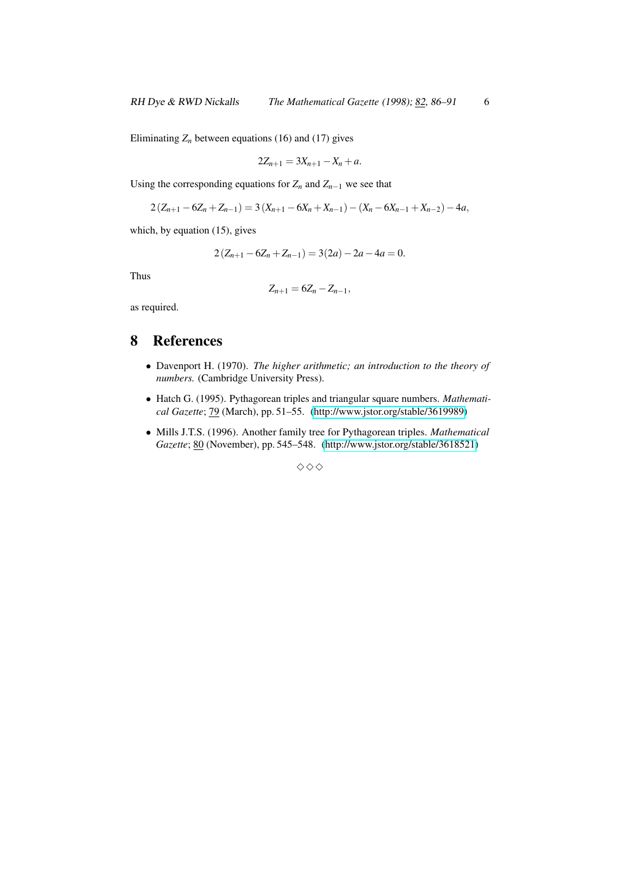Eliminating $Z_n$ between equations (16) and (17) gives

$$2Z_{n+1} = 3X_{n+1} - X_n + a.$$

Using the corresponding equations for $Z_n$ and $Z_{n-1}$ we see that

$$2\left(Z_{n+1} - 6Z_n + Z_{n-1}\right) = 3\left(X_{n+1} - 6X_n + X_{n-1}\right) - \left(X_n - 6X_{n-1} + X_{n-2}\right) - 4a,$$

which, by equation (15), gives

$$2\left(Z_{n+1} - 6Z_n + Z_{n-1}\right) = 3(2a) - 2a - 4a = 0.$$

Thus

$$Z_{n+1} = 6Z_n - Z_{n-1},$$

as required.

## 8 References

- Davenport H. (1970). *The higher arithmetic; an introduction to the theory of numbers.* (Cambridge University Press).
- Hatch G. (1995). Pythagorean triples and triangular square numbers. *Mathematical Gazette*; 79 (March), pp. 51–55. (http://www.jstor.org/stable/3619989)
- Mills J.T.S. (1996). Another family tree for Pythagorean triples. *Mathematical Gazette*; 80 (November), pp. 545–548. (http://www.jstor.org/stable/3618521)

◇◇◇